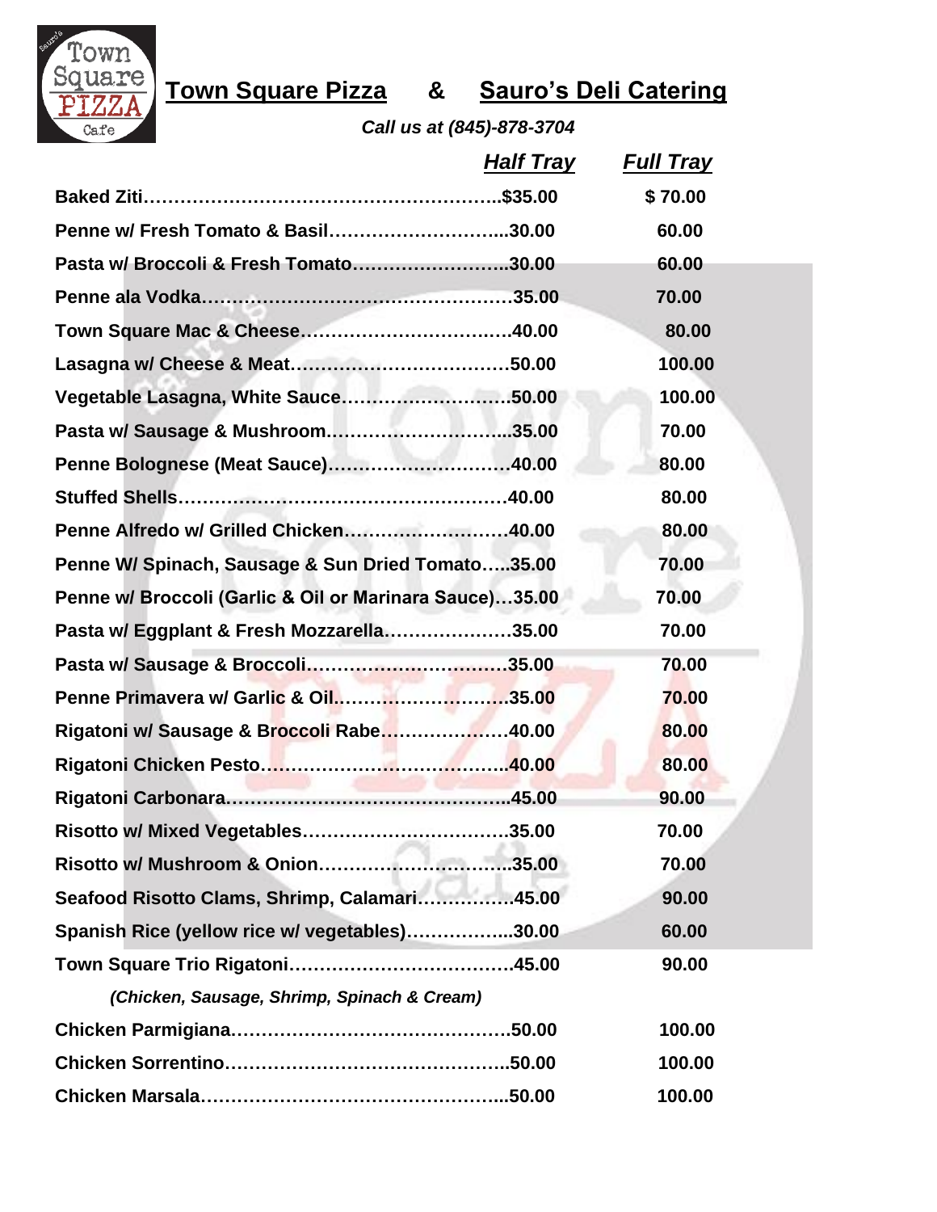# Town Square Pizza & Sauro's Deli Catering

*Call us at (845)-878-3704*

| | Half Tray | Full Tray |
|---|---|---|
| **Baked Ziti** | $35.00 | $ 70.00 |
| **Penne w/ Fresh Tomato & Basil** | 30.00 | 60.00 |
| **Pasta w/ Broccoli & Fresh Tomato** | 30.00 | 60.00 |
| **Penne ala Vodka** | 35.00 | 70.00 |
| **Town Square Mac & Cheese** | 40.00 | 80.00 |
| **Lasagna w/ Cheese & Meat** | 50.00 | 100.00 |
| **Vegetable Lasagna, White Sauce** | 50.00 | 100.00 |
| **Pasta w/ Sausage & Mushroom** | 35.00 | 70.00 |
| **Penne Bolognese (Meat Sauce)** | 40.00 | 80.00 |
| **Stuffed Shells** | 40.00 | 80.00 |
| **Penne Alfredo w/ Grilled Chicken** | 40.00 | 80.00 |
| **Penne W/ Spinach, Sausage & Sun Dried Tomato** | 35.00 | 70.00 |
| **Penne w/ Broccoli (Garlic & Oil or Marinara Sauce)** | 35.00 | 70.00 |
| **Pasta w/ Eggplant & Fresh Mozzarella** | 35.00 | 70.00 |
| **Pasta w/ Sausage & Broccoli** | 35.00 | 70.00 |
| **Penne Primavera w/ Garlic & Oil** | 35.00 | 70.00 |
| **Rigatoni w/ Sausage & Broccoli Rabe** | 40.00 | 80.00 |
| **Rigatoni Chicken Pesto** | 40.00 | 80.00 |
| **Rigatoni Carbonara** | 45.00 | 90.00 |
| **Risotto w/ Mixed Vegetables** | 35.00 | 70.00 |
| **Risotto w/ Mushroom & Onion** | 35.00 | 70.00 |
| **Seafood Risotto Clams, Shrimp, Calamari** | 45.00 | 90.00 |
| **Spanish Rice (yellow rice w/ vegetables)** | 30.00 | 60.00 |
| **Town Square Trio Rigatoni** *(Chicken, Sausage, Shrimp, Spinach & Cream)* | 45.00 | 90.00 |
| **Chicken Parmigiana** | 50.00 | 100.00 |
| **Chicken Sorrentino** | 50.00 | 100.00 |
| **Chicken Marsala** | 50.00 | 100.00 |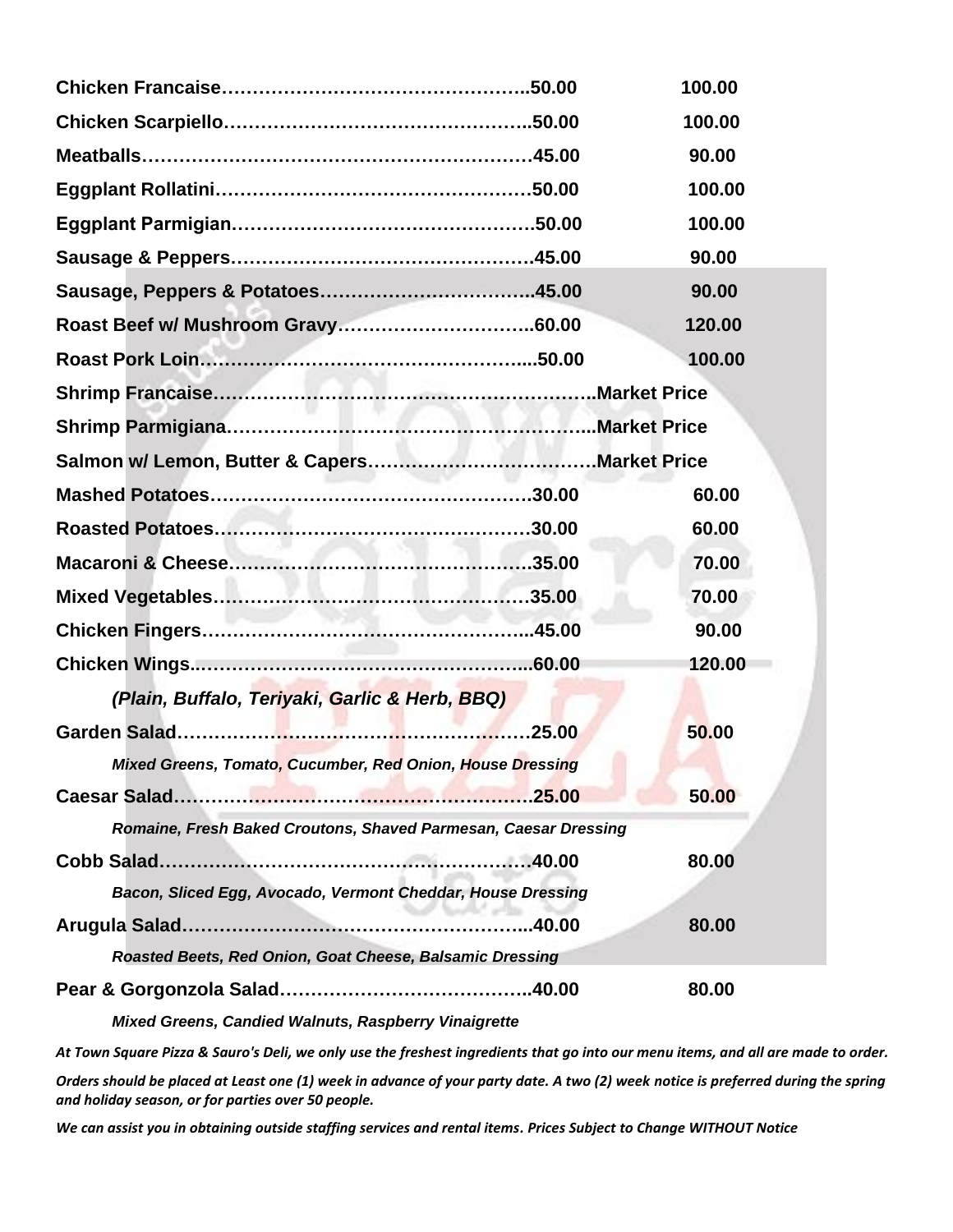| | | |
|---|---|---|
| **Chicken Francaise** | **50.00** | **100.00** |
| **Chicken Scarpiello** | **50.00** | **100.00** |
| **Meatballs** | **45.00** | **90.00** |
| **Eggplant Rollatini** | **50.00** | **100.00** |
| **Eggplant Parmigian** | **50.00** | **100.00** |
| **Sausage & Peppers** | **45.00** | **90.00** |
| **Sausage, Peppers & Potatoes** | **45.00** | **90.00** |
| **Roast Beef w/ Mushroom Gravy** | **60.00** | **120.00** |
| **Roast Pork Loin** | **50.00** | **100.00** |
| **Shrimp Francaise** | **Market Price** | |
| **Shrimp Parmigiana** | **Market Price** | |
| **Salmon w/ Lemon, Butter & Capers** | **Market Price** | |
| **Mashed Potatoes** | **30.00** | **60.00** |
| **Roasted Potatoes** | **30.00** | **60.00** |
| **Macaroni & Cheese** | **35.00** | **70.00** |
| **Mixed Vegetables** | **35.00** | **70.00** |
| **Chicken Fingers** | **45.00** | **90.00** |
| **Chicken Wings** | **60.00** | **120.00** |
| ***(Plain, Buffalo, Teriyaki, Garlic & Herb, BBQ)*** | | |
| **Garden Salad** | **25.00** | **50.00** |
| ***Mixed Greens, Tomato, Cucumber, Red Onion, House Dressing*** | | |
| **Caesar Salad** | **25.00** | **50.00** |
| ***Romaine, Fresh Baked Croutons, Shaved Parmesan, Caesar Dressing*** | | |
| **Cobb Salad** | **40.00** | **80.00** |
| ***Bacon, Sliced Egg, Avocado, Vermont Cheddar, House Dressing*** | | |
| **Arugula Salad** | **40.00** | **80.00** |
| ***Roasted Beets, Red Onion, Goat Cheese, Balsamic Dressing*** | | |
| **Pear & Gorgonzola Salad** | **40.00** | **80.00** |
| ***Mixed Greens, Candied Walnuts, Raspberry Vinaigrette*** | | |

***At Town Square Pizza & Sauro's Deli, we only use the freshest ingredients that go into our menu items, and all are made to order.***

***Orders should be placed at Least one (1) week in advance of your party date. A two (2) week notice is preferred during the spring and holiday season, or for parties over 50 people.***

***We can assist you in obtaining outside staffing services and rental items. Prices Subject to Change WITHOUT Notice***